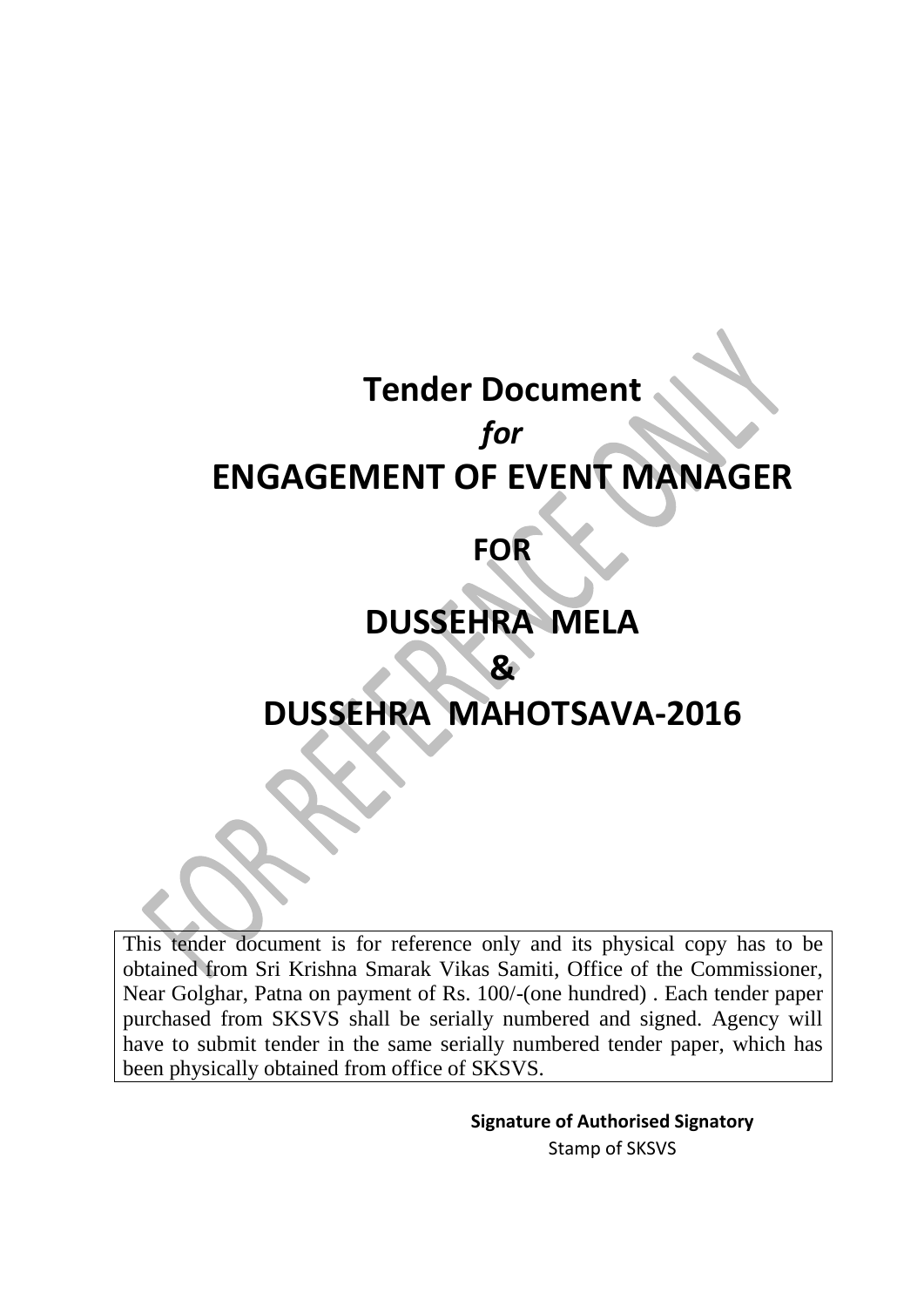# Tender Document

## *for*

# ENGAGEMENT OF EVENT MANAGER

## FOR

# DUSSEHRA MELA

# &

# DUSSEHRA MAHOTSAVA-2016

This tender document is for reference only and its physical copy has to be obtained from Sri Krishna Smarak Vikas Samiti, Office of the Commissioner, Near Golghar, Patna on payment of Rs. 100/-(one hundred) . Each tender paper purchased from SKSVS shall be serially numbered and signed. Agency will have to submit tender in the same serially numbered tender paper, which has been physically obtained from office of SKSVS.

**Signature of Authorised Signatory**

Stamp of SKSVS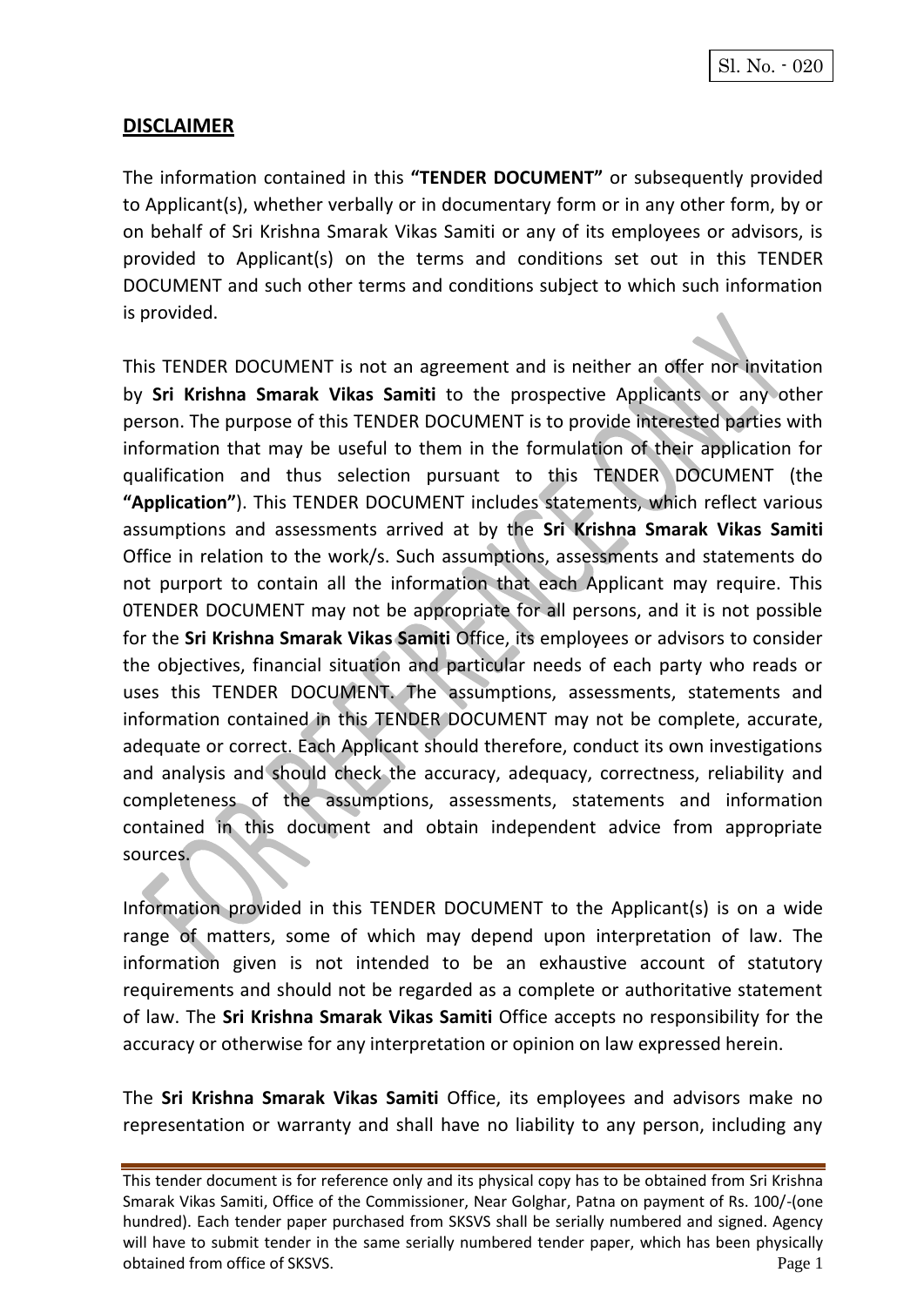**DISCLAIMER**

The information contained in this **"TENDER DOCUMENT"** or subsequently provided to Applicant(s), whether verbally or in documentary form or in any other form, by or on behalf of Sri Krishna Smarak Vikas Samiti or any of its employees or advisors, is provided to Applicant(s) on the terms and conditions set out in this TENDER DOCUMENT and such other terms and conditions subject to which such information is provided.

This TENDER DOCUMENT is not an agreement and is neither an offer nor invitation by **Sri Krishna Smarak Vikas Samiti** to the prospective Applicants or any other person. The purpose of this TENDER DOCUMENT is to provide interested parties with information that may be useful to them in the formulation of their application for qualification and thus selection pursuant to this TENDER DOCUMENT (the **"Application"**). This TENDER DOCUMENT includes statements, which reflect various assumptions and assessments arrived at by the **Sri Krishna Smarak Vikas Samiti** Office in relation to the work/s. Such assumptions, assessments and statements do not purport to contain all the information that each Applicant may require. This 0TENDER DOCUMENT may not be appropriate for all persons, and it is not possible for the **Sri Krishna Smarak Vikas Samiti** Office, its employees or advisors to consider the objectives, financial situation and particular needs of each party who reads or uses this TENDER DOCUMENT. The assumptions, assessments, statements and information contained in this TENDER DOCUMENT may not be complete, accurate, adequate or correct. Each Applicant should therefore, conduct its own investigations and analysis and should check the accuracy, adequacy, correctness, reliability and completeness of the assumptions, assessments, statements and information contained in this document and obtain independent advice from appropriate sources.

Information provided in this TENDER DOCUMENT to the Applicant(s) is on a wide range of matters, some of which may depend upon interpretation of law. The information given is not intended to be an exhaustive account of statutory requirements and should not be regarded as a complete or authoritative statement of law. The **Sri Krishna Smarak Vikas Samiti** Office accepts no responsibility for the accuracy or otherwise for any interpretation or opinion on law expressed herein.

The **Sri Krishna Smarak Vikas Samiti** Office, its employees and advisors make no representation or warranty and shall have no liability to any person, including any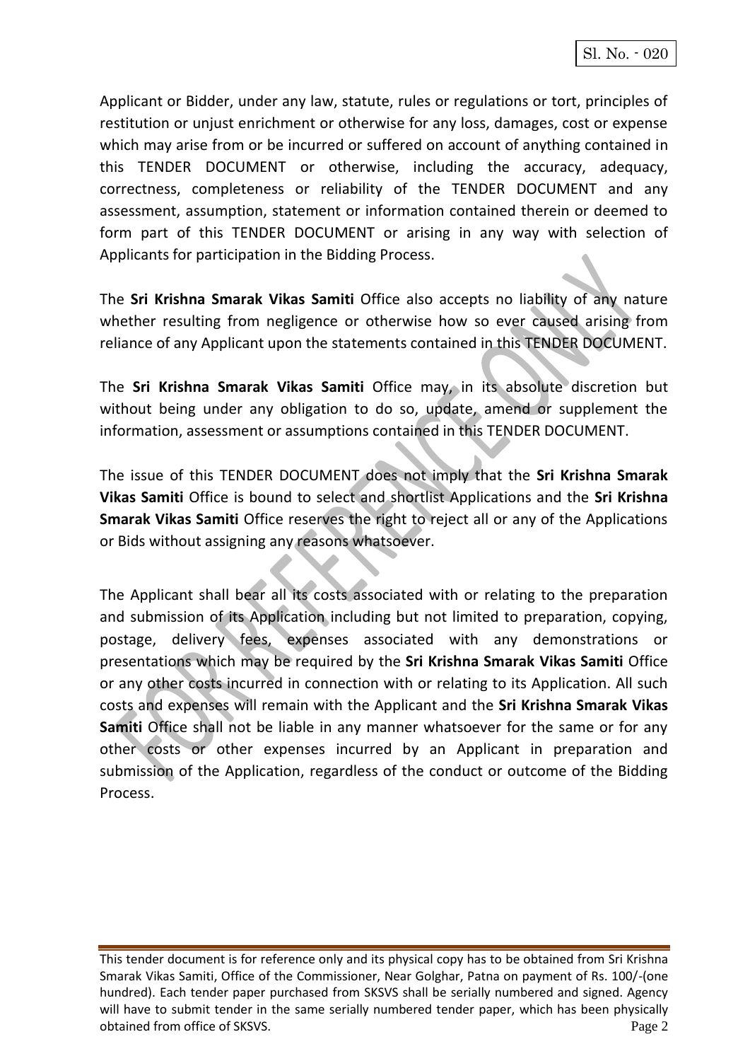Applicant or Bidder, under any law, statute, rules or regulations or tort, principles of restitution or unjust enrichment or otherwise for any loss, damages, cost or expense which may arise from or be incurred or suffered on account of anything contained in this TENDER DOCUMENT or otherwise, including the accuracy, adequacy, correctness, completeness or reliability of the TENDER DOCUMENT and any assessment, assumption, statement or information contained therein or deemed to form part of this TENDER DOCUMENT or arising in any way with selection of Applicants for participation in the Bidding Process.

The **Sri Krishna Smarak Vikas Samiti** Office also accepts no liability of any nature whether resulting from negligence or otherwise how so ever caused arising from reliance of any Applicant upon the statements contained in this TENDER DOCUMENT.

The **Sri Krishna Smarak Vikas Samiti** Office may, in its absolute discretion but without being under any obligation to do so, update, amend or supplement the information, assessment or assumptions contained in this TENDER DOCUMENT.

The issue of this TENDER DOCUMENT does not imply that the **Sri Krishna Smarak Vikas Samiti** Office is bound to select and shortlist Applications and the **Sri Krishna Smarak Vikas Samiti** Office reserves the right to reject all or any of the Applications or Bids without assigning any reasons whatsoever.

The Applicant shall bear all its costs associated with or relating to the preparation and submission of its Application including but not limited to preparation, copying, postage, delivery fees, expenses associated with any demonstrations or presentations which may be required by the **Sri Krishna Smarak Vikas Samiti** Office or any other costs incurred in connection with or relating to its Application. All such costs and expenses will remain with the Applicant and the **Sri Krishna Smarak Vikas Samiti** Office shall not be liable in any manner whatsoever for the same or for any other costs or other expenses incurred by an Applicant in preparation and submission of the Application, regardless of the conduct or outcome of the Bidding Process.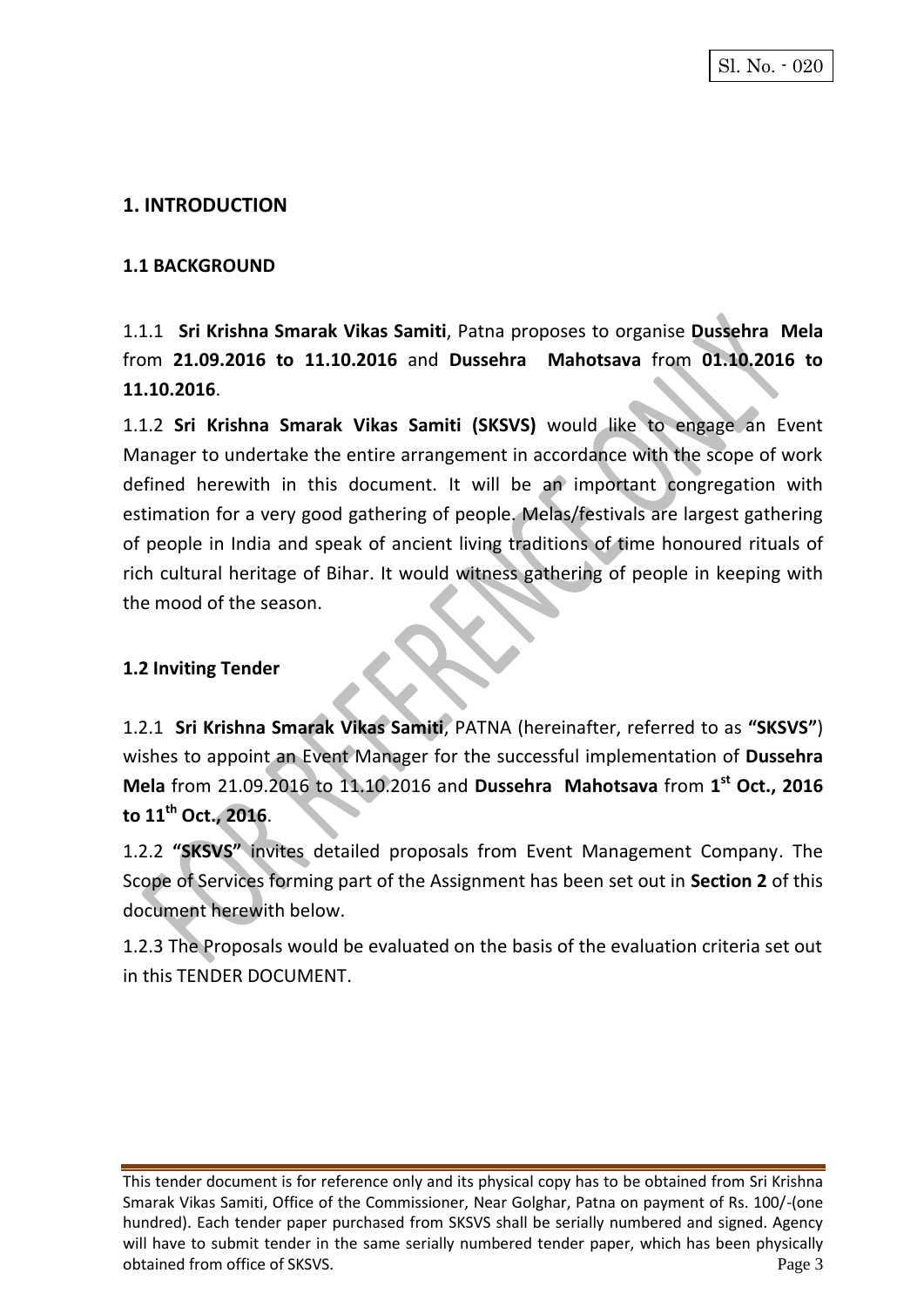Sl. No. - 020

## 1. INTRODUCTION

### 1.1 BACKGROUND

1.1.1 **Sri Krishna Smarak Vikas Samiti**, Patna proposes to organise **Dussehra Mela** from **21.09.2016 to 11.10.2016** and **Dussehra Mahotsava** from **01.10.2016 to 11.10.2016**.

1.1.2 **Sri Krishna Smarak Vikas Samiti (SKSVS)** would like to engage an Event Manager to undertake the entire arrangement in accordance with the scope of work defined herewith in this document. It will be an important congregation with estimation for a very good gathering of people. Melas/festivals are largest gathering of people in India and speak of ancient living traditions of time honoured rituals of rich cultural heritage of Bihar. It would witness gathering of people in keeping with the mood of the season.

### 1.2 Inviting Tender

1.2.1 **Sri Krishna Smarak Vikas Samiti**, PATNA (hereinafter, referred to as **"SKSVS"**) wishes to appoint an Event Manager for the successful implementation of **Dussehra Mela** from 21.09.2016 to 11.10.2016 and **Dussehra Mahotsava** from **1st Oct., 2016 to 11th Oct., 2016**.

1.2.2 **"SKSVS"** invites detailed proposals from Event Management Company. The Scope of Services forming part of the Assignment has been set out in **Section 2** of this document herewith below.

1.2.3 The Proposals would be evaluated on the basis of the evaluation criteria set out in this TENDER DOCUMENT.

This tender document is for reference only and its physical copy has to be obtained from Sri Krishna Smarak Vikas Samiti, Office of the Commissioner, Near Golghar, Patna on payment of Rs. 100/-(one hundred). Each tender paper purchased from SKSVS shall be serially numbered and signed. Agency will have to submit tender in the same serially numbered tender paper, which has been physically obtained from office of SKSVS.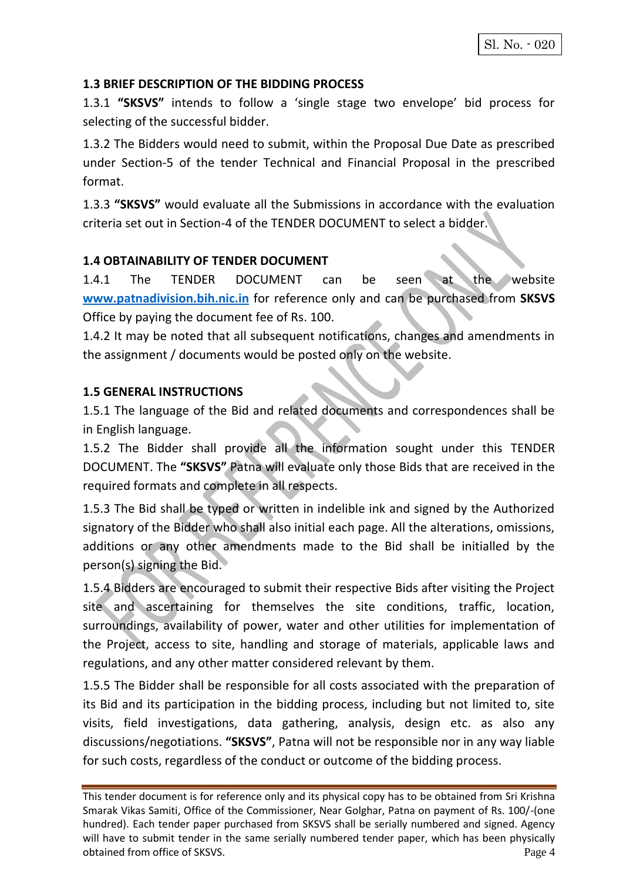### 1.3 BRIEF DESCRIPTION OF THE BIDDING PROCESS

1.3.1 **"SKSVS"** intends to follow a 'single stage two envelope' bid process for selecting of the successful bidder.

1.3.2 The Bidders would need to submit, within the Proposal Due Date as prescribed under Section-5 of the tender Technical and Financial Proposal in the prescribed format.

1.3.3 **"SKSVS"** would evaluate all the Submissions in accordance with the evaluation criteria set out in Section-4 of the TENDER DOCUMENT to select a bidder.

### 1.4 OBTAINABILITY OF TENDER DOCUMENT

1.4.1 The TENDER DOCUMENT can be seen at the website www.patnadivision.bih.nic.in for reference only and can be purchased from **SKSVS** Office by paying the document fee of Rs. 100.

1.4.2 It may be noted that all subsequent notifications, changes and amendments in the assignment / documents would be posted only on the website.

### 1.5 GENERAL INSTRUCTIONS

1.5.1 The language of the Bid and related documents and correspondences shall be in English language.

1.5.2 The Bidder shall provide all the information sought under this TENDER DOCUMENT. The **"SKSVS"** Patna will evaluate only those Bids that are received in the required formats and complete in all respects.

1.5.3 The Bid shall be typed or written in indelible ink and signed by the Authorized signatory of the Bidder who shall also initial each page. All the alterations, omissions, additions or any other amendments made to the Bid shall be initialled by the person(s) signing the Bid.

1.5.4 Bidders are encouraged to submit their respective Bids after visiting the Project site and ascertaining for themselves the site conditions, traffic, location, surroundings, availability of power, water and other utilities for implementation of the Project, access to site, handling and storage of materials, applicable laws and regulations, and any other matter considered relevant by them.

1.5.5 The Bidder shall be responsible for all costs associated with the preparation of its Bid and its participation in the bidding process, including but not limited to, site visits, field investigations, data gathering, analysis, design etc. as also any discussions/negotiations. **"SKSVS"**, Patna will not be responsible nor in any way liable for such costs, regardless of the conduct or outcome of the bidding process.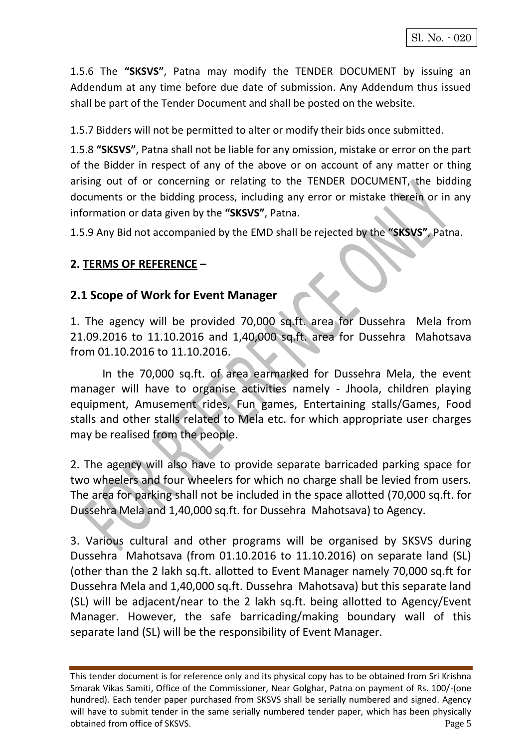1.5.6 The **"SKSVS"**, Patna may modify the TENDER DOCUMENT by issuing an Addendum at any time before due date of submission. Any Addendum thus issued shall be part of the Tender Document and shall be posted on the website.

1.5.7 Bidders will not be permitted to alter or modify their bids once submitted.

1.5.8 **"SKSVS"**, Patna shall not be liable for any omission, mistake or error on the part of the Bidder in respect of any of the above or on account of any matter or thing arising out of or concerning or relating to the TENDER DOCUMENT, the bidding documents or the bidding process, including any error or mistake therein or in any information or data given by the **"SKSVS"**, Patna.

1.5.9 Any Bid not accompanied by the EMD shall be rejected by the **"SKSVS"**, Patna.

## 2. TERMS OF REFERENCE –

### 2.1 Scope of Work for Event Manager

1. The agency will be provided 70,000 sq.ft. area for Dussehra Mela from 21.09.2016 to 11.10.2016 and 1,40,000 sq.ft. area for Dussehra Mahotsava from 01.10.2016 to 11.10.2016.

In the 70,000 sq.ft. of area earmarked for Dussehra Mela, the event manager will have to organise activities namely - Jhoola, children playing equipment, Amusement rides, Fun games, Entertaining stalls/Games, Food stalls and other stalls related to Mela etc. for which appropriate user charges may be realised from the people.

2. The agency will also have to provide separate barricaded parking space for two wheelers and four wheelers for which no charge shall be levied from users. The area for parking shall not be included in the space allotted (70,000 sq.ft. for Dussehra Mela and 1,40,000 sq.ft. for Dussehra Mahotsava) to Agency.

3. Various cultural and other programs will be organised by SKSVS during Dussehra Mahotsava (from 01.10.2016 to 11.10.2016) on separate land (SL) (other than the 2 lakh sq.ft. allotted to Event Manager namely 70,000 sq.ft for Dussehra Mela and 1,40,000 sq.ft. Dussehra Mahotsava) but this separate land (SL) will be adjacent/near to the 2 lakh sq.ft. being allotted to Agency/Event Manager. However, the safe barricading/making boundary wall of this separate land (SL) will be the responsibility of Event Manager.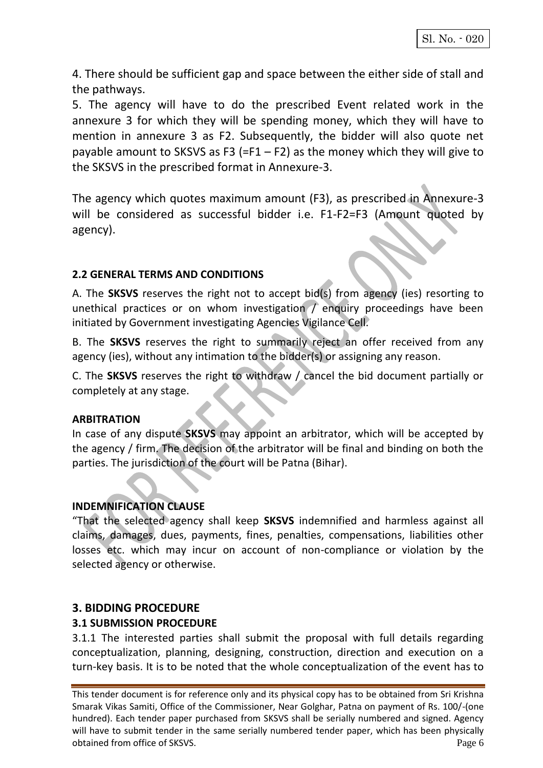4. There should be sufficient gap and space between the either side of stall and the pathways.

5. The agency will have to do the prescribed Event related work in the annexure 3 for which they will be spending money, which they will have to mention in annexure 3 as F2. Subsequently, the bidder will also quote net payable amount to SKSVS as F3 (=F1 – F2) as the money which they will give to the SKSVS in the prescribed format in Annexure-3.

The agency which quotes maximum amount (F3), as prescribed in Annexure-3 will be considered as successful bidder i.e. F1-F2=F3 (Amount quoted by agency).

### 2.2 GENERAL TERMS AND CONDITIONS

A. The **SKSVS** reserves the right not to accept bid(s) from agency (ies) resorting to unethical practices or on whom investigation / enquiry proceedings have been initiated by Government investigating Agencies Vigilance Cell.

B. The **SKSVS** reserves the right to summarily reject an offer received from any agency (ies), without any intimation to the bidder(s) or assigning any reason.

C. The **SKSVS** reserves the right to withdraw / cancel the bid document partially or completely at any stage.

**ARBITRATION**

In case of any dispute **SKSVS** may appoint an arbitrator, which will be accepted by the agency / firm. The decision of the arbitrator will be final and binding on both the parties. The jurisdiction of the court will be Patna (Bihar).

**INDEMNIFICATION CLAUSE**

"That the selected agency shall keep **SKSVS** indemnified and harmless against all claims, damages, dues, payments, fines, penalties, compensations, liabilities other losses etc. which may incur on account of non-compliance or violation by the selected agency or otherwise.

## 3. BIDDING PROCEDURE

### 3.1 SUBMISSION PROCEDURE

3.1.1 The interested parties shall submit the proposal with full details regarding conceptualization, planning, designing, construction, direction and execution on a turn-key basis. It is to be noted that the whole conceptualization of the event has to

This tender document is for reference only and its physical copy has to be obtained from Sri Krishna Smarak Vikas Samiti, Office of the Commissioner, Near Golghar, Patna on payment of Rs. 100/-(one hundred). Each tender paper purchased from SKSVS shall be serially numbered and signed. Agency will have to submit tender in the same serially numbered tender paper, which has been physically obtained from office of SKSVS.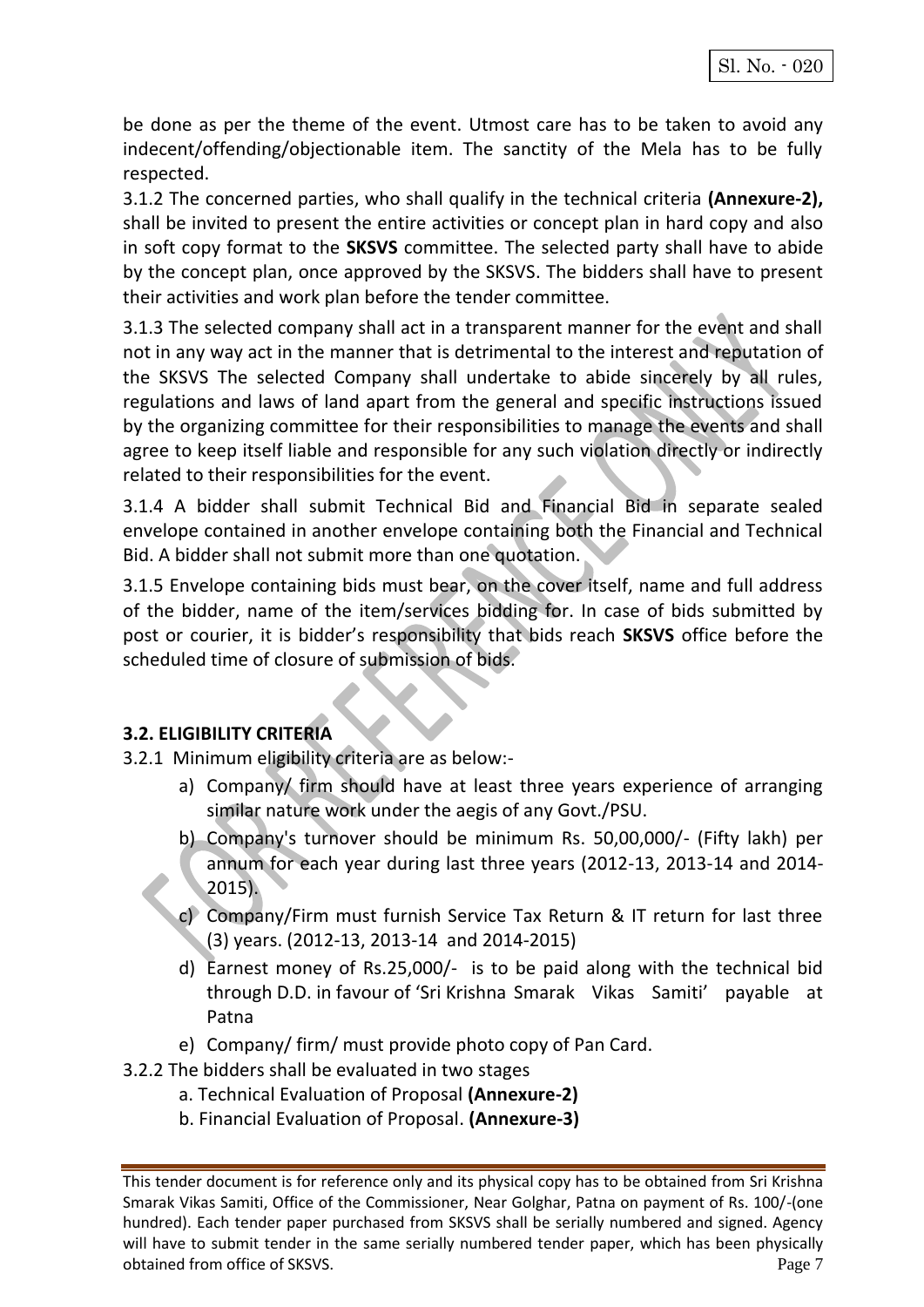be done as per the theme of the event. Utmost care has to be taken to avoid any indecent/offending/objectionable item. The sanctity of the Mela has to be fully respected.

3.1.2 The concerned parties, who shall qualify in the technical criteria **(Annexure-2),** shall be invited to present the entire activities or concept plan in hard copy and also in soft copy format to the **SKSVS** committee. The selected party shall have to abide by the concept plan, once approved by the SKSVS. The bidders shall have to present their activities and work plan before the tender committee.

3.1.3 The selected company shall act in a transparent manner for the event and shall not in any way act in the manner that is detrimental to the interest and reputation of the SKSVS The selected Company shall undertake to abide sincerely by all rules, regulations and laws of land apart from the general and specific instructions issued by the organizing committee for their responsibilities to manage the events and shall agree to keep itself liable and responsible for any such violation directly or indirectly related to their responsibilities for the event.

3.1.4 A bidder shall submit Technical Bid and Financial Bid in separate sealed envelope contained in another envelope containing both the Financial and Technical Bid. A bidder shall not submit more than one quotation.

3.1.5 Envelope containing bids must bear, on the cover itself, name and full address of the bidder, name of the item/services bidding for. In case of bids submitted by post or courier, it is bidder's responsibility that bids reach **SKSVS** office before the scheduled time of closure of submission of bids.

### 3.2. ELIGIBILITY CRITERIA

3.2.1 Minimum eligibility criteria are as below:-

a) Company/ firm should have at least three years experience of arranging similar nature work under the aegis of any Govt./PSU.

b) Company's turnover should be minimum Rs. 50,00,000/- (Fifty lakh) per annum for each year during last three years (2012-13, 2013-14 and 2014-2015).

c) Company/Firm must furnish Service Tax Return & IT return for last three (3) years. (2012-13, 2013-14 and 2014-2015)

d) Earnest money of Rs.25,000/- is to be paid along with the technical bid through D.D. in favour of 'Sri Krishna Smarak Vikas Samiti' payable at Patna

e) Company/ firm/ must provide photo copy of Pan Card.

3.2.2 The bidders shall be evaluated in two stages

a. Technical Evaluation of Proposal **(Annexure-2)**

b. Financial Evaluation of Proposal. **(Annexure-3)**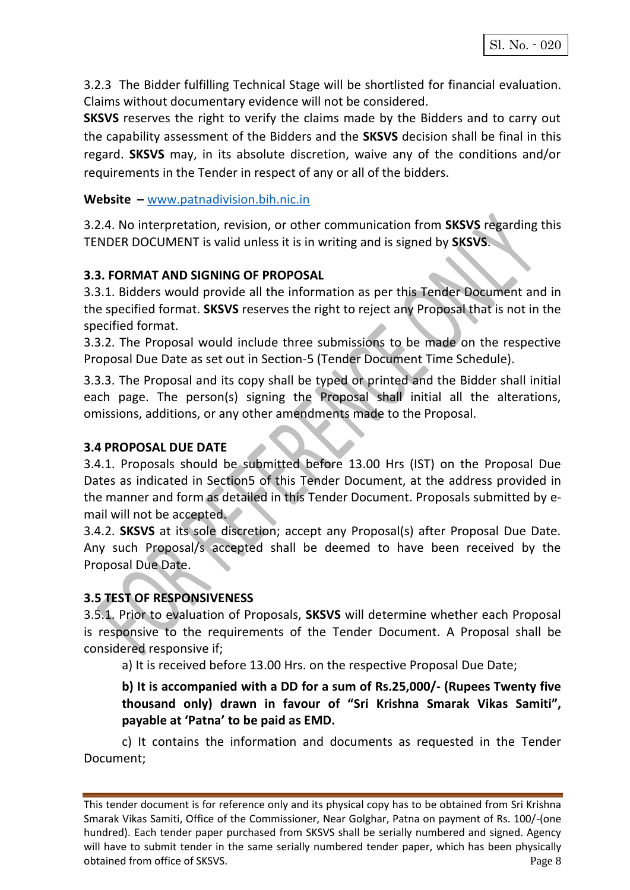3.2.3 The Bidder fulfilling Technical Stage will be shortlisted for financial evaluation. Claims without documentary evidence will not be considered.

**SKSVS** reserves the right to verify the claims made by the Bidders and to carry out the capability assessment of the Bidders and the **SKSVS** decision shall be final in this regard. **SKSVS** may, in its absolute discretion, waive any of the conditions and/or requirements in the Tender in respect of any or all of the bidders.

**Website –** www.patnadivision.bih.nic.in

3.2.4. No interpretation, revision, or other communication from **SKSVS** regarding this TENDER DOCUMENT is valid unless it is in writing and is signed by **SKSVS**.

### 3.3. FORMAT AND SIGNING OF PROPOSAL

3.3.1. Bidders would provide all the information as per this Tender Document and in the specified format. **SKSVS** reserves the right to reject any Proposal that is not in the specified format.

3.3.2. The Proposal would include three submissions to be made on the respective Proposal Due Date as set out in Section-5 (Tender Document Time Schedule).

3.3.3. The Proposal and its copy shall be typed or printed and the Bidder shall initial each page. The person(s) signing the Proposal shall initial all the alterations, omissions, additions, or any other amendments made to the Proposal.

### 3.4 PROPOSAL DUE DATE

3.4.1. Proposals should be submitted before 13.00 Hrs (IST) on the Proposal Due Dates as indicated in Section5 of this Tender Document, at the address provided in the manner and form as detailed in this Tender Document. Proposals submitted by e-mail will not be accepted.

3.4.2. **SKSVS** at its sole discretion; accept any Proposal(s) after Proposal Due Date. Any such Proposal/s accepted shall be deemed to have been received by the Proposal Due Date.

### 3.5 TEST OF RESPONSIVENESS

3.5.1. Prior to evaluation of Proposals, **SKSVS** will determine whether each Proposal is responsive to the requirements of the Tender Document. A Proposal shall be considered responsive if;

a) It is received before 13.00 Hrs. on the respective Proposal Due Date;

**b) It is accompanied with a DD for a sum of Rs.25,000/- (Rupees Twenty five thousand only) drawn in favour of "Sri Krishna Smarak Vikas Samiti", payable at 'Patna' to be paid as EMD.**

c) It contains the information and documents as requested in the Tender Document;

This tender document is for reference only and its physical copy has to be obtained from Sri Krishna Smarak Vikas Samiti, Office of the Commissioner, Near Golghar, Patna on payment of Rs. 100/-(one hundred). Each tender paper purchased from SKSVS shall be serially numbered and signed. Agency will have to submit tender in the same serially numbered tender paper, which has been physically obtained from office of SKSVS.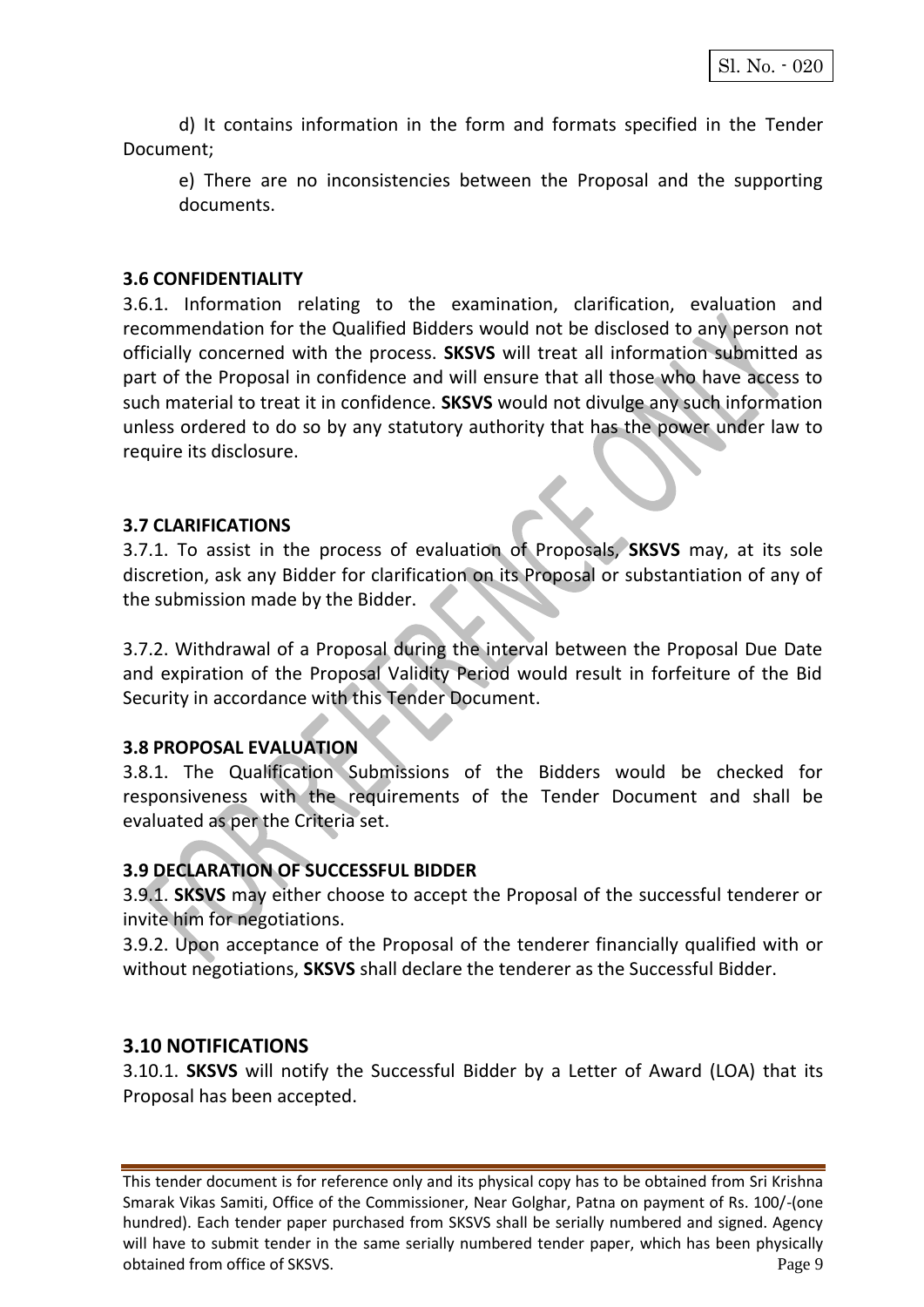d) It contains information in the form and formats specified in the Tender Document;

e) There are no inconsistencies between the Proposal and the supporting documents.

### 3.6 CONFIDENTIALITY

3.6.1. Information relating to the examination, clarification, evaluation and recommendation for the Qualified Bidders would not be disclosed to any person not officially concerned with the process. **SKSVS** will treat all information submitted as part of the Proposal in confidence and will ensure that all those who have access to such material to treat it in confidence. **SKSVS** would not divulge any such information unless ordered to do so by any statutory authority that has the power under law to require its disclosure.

### 3.7 CLARIFICATIONS

3.7.1. To assist in the process of evaluation of Proposals, **SKSVS** may, at its sole discretion, ask any Bidder for clarification on its Proposal or substantiation of any of the submission made by the Bidder.

3.7.2. Withdrawal of a Proposal during the interval between the Proposal Due Date and expiration of the Proposal Validity Period would result in forfeiture of the Bid Security in accordance with this Tender Document.

### 3.8 PROPOSAL EVALUATION

3.8.1. The Qualification Submissions of the Bidders would be checked for responsiveness with the requirements of the Tender Document and shall be evaluated as per the Criteria set.

### 3.9 DECLARATION OF SUCCESSFUL BIDDER

3.9.1. **SKSVS** may either choose to accept the Proposal of the successful tenderer or invite him for negotiations.

3.9.2. Upon acceptance of the Proposal of the tenderer financially qualified with or without negotiations, **SKSVS** shall declare the tenderer as the Successful Bidder.

### 3.10 NOTIFICATIONS

3.10.1. **SKSVS** will notify the Successful Bidder by a Letter of Award (LOA) that its Proposal has been accepted.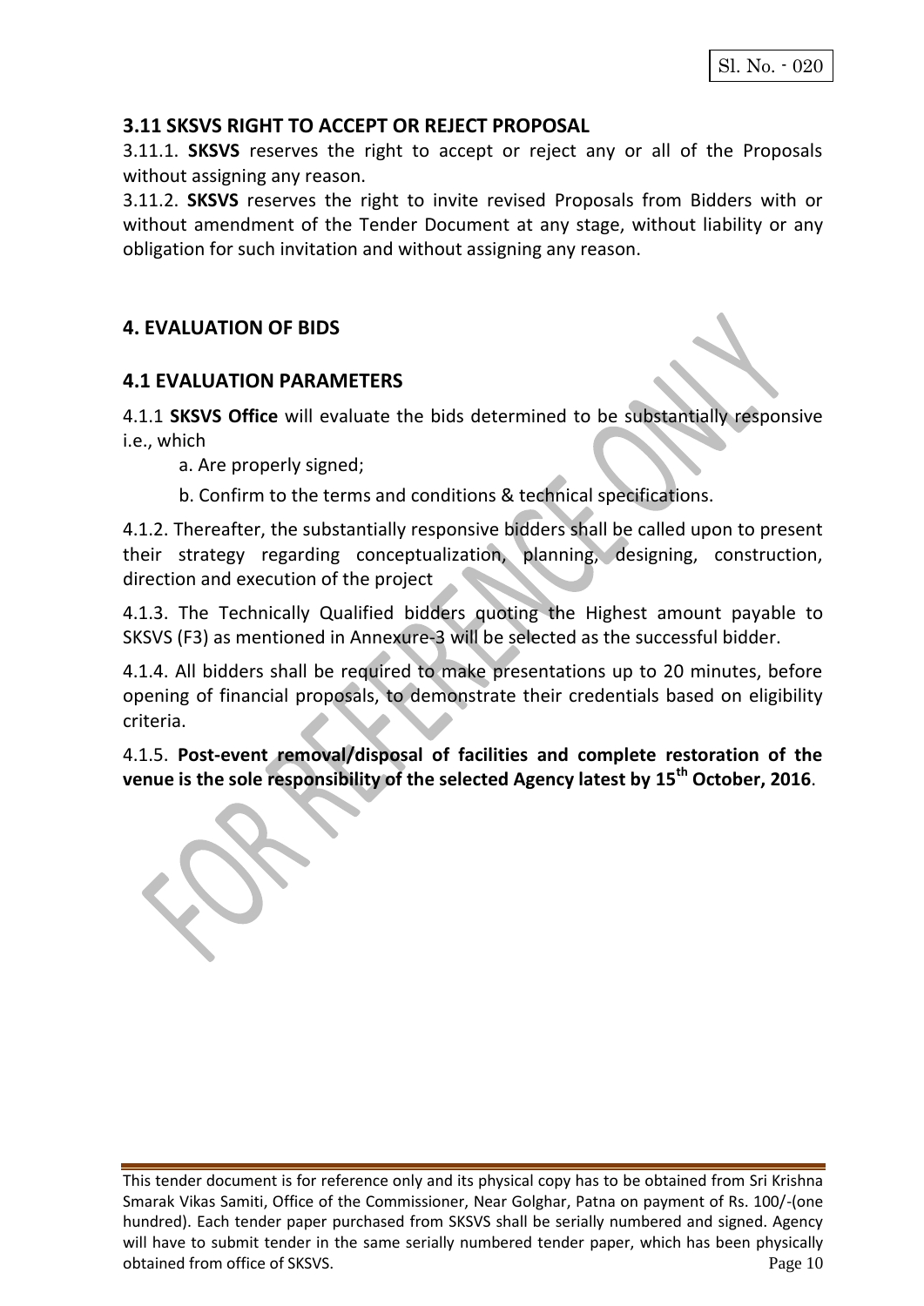## 3.11 SKSVS RIGHT TO ACCEPT OR REJECT PROPOSAL

3.11.1. **SKSVS** reserves the right to accept or reject any or all of the Proposals without assigning any reason.

3.11.2. **SKSVS** reserves the right to invite revised Proposals from Bidders with or without amendment of the Tender Document at any stage, without liability or any obligation for such invitation and without assigning any reason.

## 4. EVALUATION OF BIDS

## 4.1 EVALUATION PARAMETERS

4.1.1 **SKSVS Office** will evaluate the bids determined to be substantially responsive i.e., which

a. Are properly signed;

b. Confirm to the terms and conditions & technical specifications.

4.1.2. Thereafter, the substantially responsive bidders shall be called upon to present their strategy regarding conceptualization, planning, designing, construction, direction and execution of the project

4.1.3. The Technically Qualified bidders quoting the Highest amount payable to SKSVS (F3) as mentioned in Annexure-3 will be selected as the successful bidder.

4.1.4. All bidders shall be required to make presentations up to 20 minutes, before opening of financial proposals, to demonstrate their credentials based on eligibility criteria.

4.1.5. **Post-event removal/disposal of facilities and complete restoration of the venue is the sole responsibility of the selected Agency latest by 15th October, 2016**.

This tender document is for reference only and its physical copy has to be obtained from Sri Krishna Smarak Vikas Samiti, Office of the Commissioner, Near Golghar, Patna on payment of Rs. 100/-(one hundred). Each tender paper purchased from SKSVS shall be serially numbered and signed. Agency will have to submit tender in the same serially numbered tender paper, which has been physically obtained from office of SKSVS.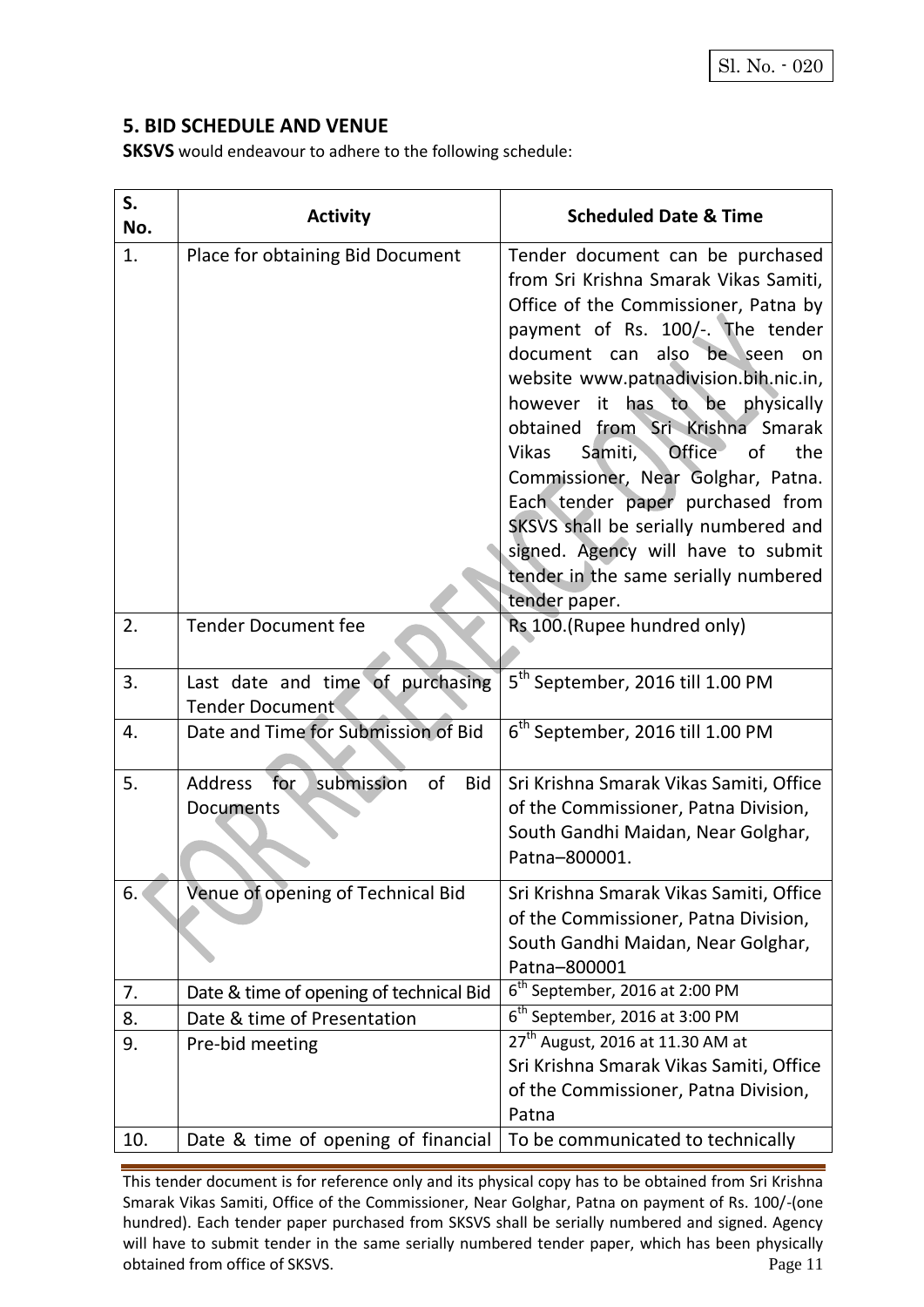Sl. No. - 020

## 5. BID SCHEDULE AND VENUE

**SKSVS** would endeavour to adhere to the following schedule:

| S. No. | Activity | Scheduled Date & Time |
|---|---|---|
| 1. | Place for obtaining Bid Document | Tender document can be purchased from Sri Krishna Smarak Vikas Samiti, Office of the Commissioner, Patna by payment of Rs. 100/-. The tender document can also be seen on website www.patnadivision.bih.nic.in, however it has to be physically obtained from Sri Krishna Smarak Vikas Samiti, Office of the Commissioner, Near Golghar, Patna. Each tender paper purchased from SKSVS shall be serially numbered and signed. Agency will have to submit tender in the same serially numbered tender paper. |
| 2. | Tender Document fee | Rs 100.(Rupee hundred only) |
| 3. | Last date and time of purchasing Tender Document | 5th September, 2016 till 1.00 PM |
| 4. | Date and Time for Submission of Bid | 6th September, 2016 till 1.00 PM |
| 5. | Address for submission of Bid Documents | Sri Krishna Smarak Vikas Samiti, Office of the Commissioner, Patna Division, South Gandhi Maidan, Near Golghar, Patna–800001. |
| 6. | Venue of opening of Technical Bid | Sri Krishna Smarak Vikas Samiti, Office of the Commissioner, Patna Division, South Gandhi Maidan, Near Golghar, Patna–800001 |
| 7. | Date & time of opening of technical Bid | 6th September, 2016 at 2:00 PM |
| 8. | Date & time of Presentation | 6th September, 2016 at 3:00 PM |
| 9. | Pre-bid meeting | 27th August, 2016 at 11.30 AM at Sri Krishna Smarak Vikas Samiti, Office of the Commissioner, Patna Division, Patna |
| 10. | Date & time of opening of financial | To be communicated to technically |

This tender document is for reference only and its physical copy has to be obtained from Sri Krishna Smarak Vikas Samiti, Office of the Commissioner, Near Golghar, Patna on payment of Rs. 100/-(one hundred). Each tender paper purchased from SKSVS shall be serially numbered and signed. Agency will have to submit tender in the same serially numbered tender paper, which has been physically obtained from office of SKSVS.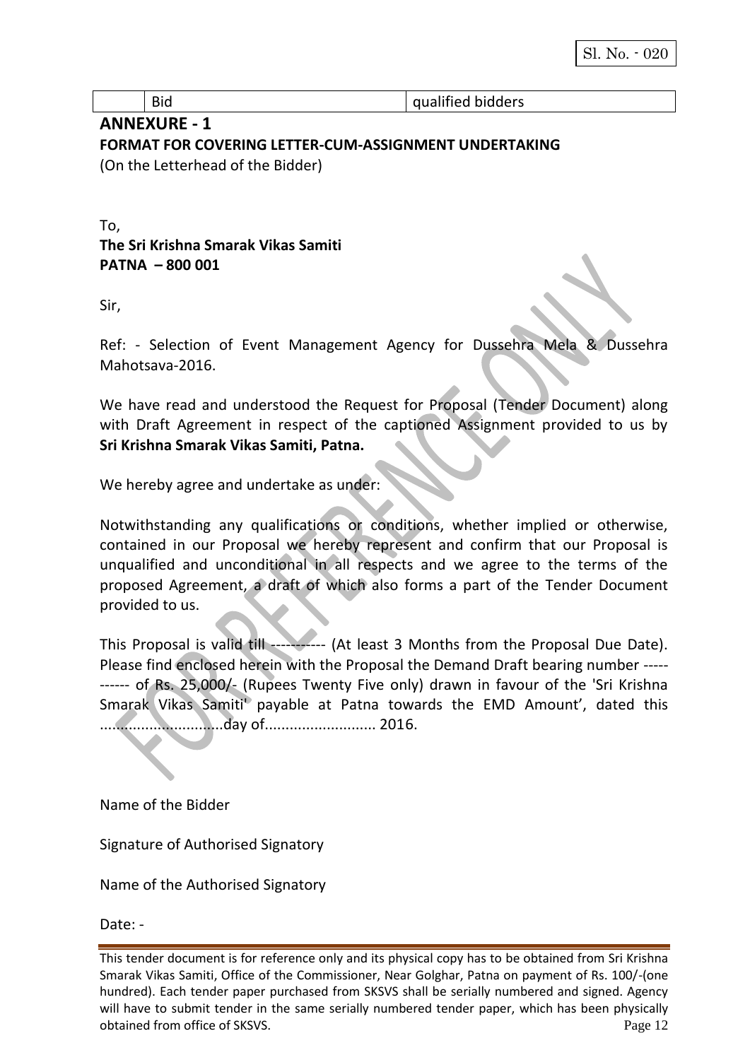|  | Bid | qualified bidders |
|---|---|---|

## ANNEXURE - 1

**FORMAT FOR COVERING LETTER-CUM-ASSIGNMENT UNDERTAKING**

(On the Letterhead of the Bidder)

To,

**The Sri Krishna Smarak Vikas Samiti**
**PATNA – 800 001**

Sir,

Ref: - Selection of Event Management Agency for Dussehra Mela & Dussehra Mahotsava-2016.

We have read and understood the Request for Proposal (Tender Document) along with Draft Agreement in respect of the captioned Assignment provided to us by **Sri Krishna Smarak Vikas Samiti, Patna.**

We hereby agree and undertake as under:

Notwithstanding any qualifications or conditions, whether implied or otherwise, contained in our Proposal we hereby represent and confirm that our Proposal is unqualified and unconditional in all respects and we agree to the terms of the proposed Agreement, a draft of which also forms a part of the Tender Document provided to us.

This Proposal is valid till ----------- (At least 3 Months from the Proposal Due Date). Please find enclosed herein with the Proposal the Demand Draft bearing number ----------- of Rs. 25,000/- (Rupees Twenty Five only) drawn in favour of the 'Sri Krishna Smarak Vikas Samiti' payable at Patna towards the EMD Amount', dated this ..............................day of........................... 2016.

Name of the Bidder

Signature of Authorised Signatory

Name of the Authorised Signatory

Date: -

This tender document is for reference only and its physical copy has to be obtained from Sri Krishna Smarak Vikas Samiti, Office of the Commissioner, Near Golghar, Patna on payment of Rs. 100/-(one hundred). Each tender paper purchased from SKSVS shall be serially numbered and signed. Agency will have to submit tender in the same serially numbered tender paper, which has been physically obtained from office of SKSVS.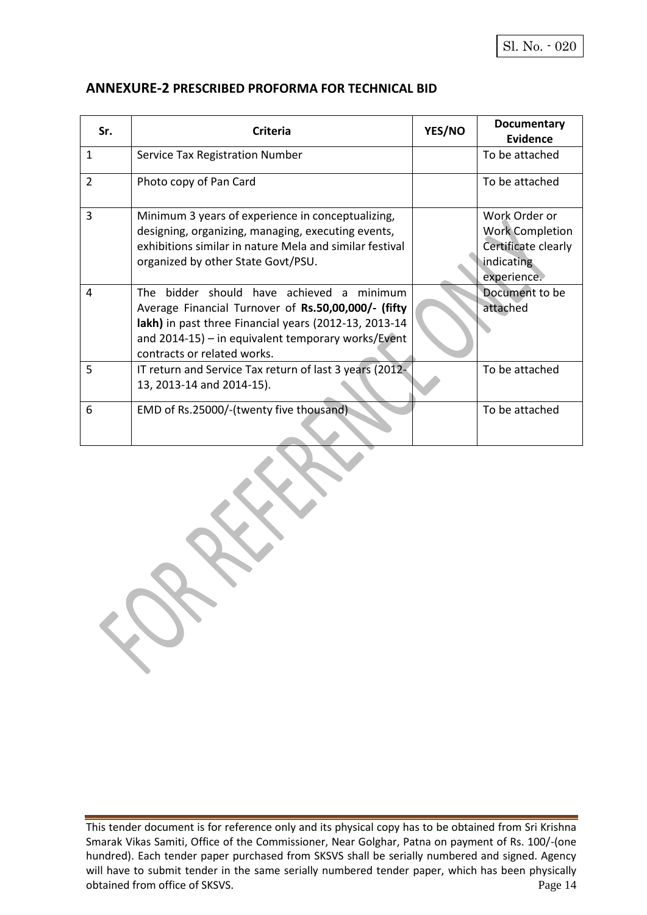## ANNEXURE-2 PRESCRIBED PROFORMA FOR TECHNICAL BID

| Sr. | Criteria | YES/NO | Documentary Evidence |
|---|---|---|---|
| 1 | Service Tax Registration Number | | To be attached |
| 2 | Photo copy of Pan Card | | To be attached |
| 3 | Minimum 3 years of experience in conceptualizing, designing, organizing, managing, executing events, exhibitions similar in nature Mela and similar festival organized by other State Govt/PSU. | | Work Order or Work Completion Certificate clearly indicating experience. |
| 4 | The bidder should have achieved a minimum Average Financial Turnover of **Rs.50,00,000/- (fifty lakh)** in past three Financial years (2012-13, 2013-14 and 2014-15) – in equivalent temporary works/Event contracts or related works. | | Document to be attached |
| 5 | IT return and Service Tax return of last 3 years (2012-13, 2013-14 and 2014-15). | | To be attached |
| 6 | EMD of Rs.25000/-(twenty five thousand) | | To be attached |

This tender document is for reference only and its physical copy has to be obtained from Sri Krishna Smarak Vikas Samiti, Office of the Commissioner, Near Golghar, Patna on payment of Rs. 100/-(one hundred). Each tender paper purchased from SKSVS shall be serially numbered and signed. Agency will have to submit tender in the same serially numbered tender paper, which has been physically obtained from office of SKSVS.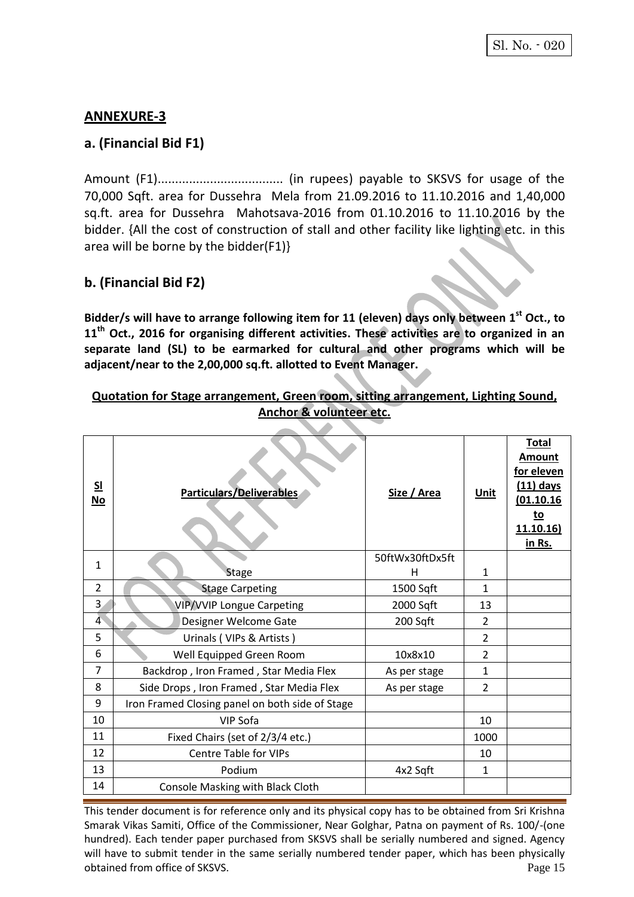## ANNEXURE-3

## a. (Financial Bid F1)

Amount (F1)................................... (in rupees) payable to SKSVS for usage of the 70,000 Sqft. area for Dussehra Mela from 21.09.2016 to 11.10.2016 and 1,40,000 sq.ft. area for Dussehra Mahotsava-2016 from 01.10.2016 to 11.10.2016 by the bidder. {All the cost of construction of stall and other facility like lighting etc. in this area will be borne by the bidder(F1)}

## b. (Financial Bid F2)

**Bidder/s will have to arrange following item for 11 (eleven) days only between 1st Oct., to 11th Oct., 2016 for organising different activities. These activities are to organized in an separate land (SL) to be earmarked for cultural and other programs which will be adjacent/near to the 2,00,000 sq.ft. allotted to Event Manager.**

**Quotation for Stage arrangement, Green room, sitting arrangement, Lighting Sound, Anchor & volunteer etc.**

| Sl No | Particulars/Deliverables | Size / Area | Unit | Total Amount for eleven (11) days (01.10.16 to 11.10.16) in Rs. |
|---|---|---|---|---|
| 1 | Stage | 50ftWx30ftDx5ftH | 1 | |
| 2 | Stage Carpeting | 1500 Sqft | 1 | |
| 3 | VIP/VVIP Longue Carpeting | 2000 Sqft | 13 | |
| 4 | Designer Welcome Gate | 200 Sqft | 2 | |
| 5 | Urinals ( VIPs & Artists ) | | 2 | |
| 6 | Well Equipped Green Room | 10x8x10 | 2 | |
| 7 | Backdrop , Iron Framed , Star Media Flex | As per stage | 1 | |
| 8 | Side Drops , Iron Framed , Star Media Flex | As per stage | 2 | |
| 9 | Iron Framed Closing panel on both side of Stage | | | |
| 10 | VIP Sofa | | 10 | |
| 11 | Fixed Chairs (set of 2/3/4 etc.) | | 1000 | |
| 12 | Centre Table for VIPs | | 10 | |
| 13 | Podium | 4x2 Sqft | 1 | |
| 14 | Console Masking with Black Cloth | | | |

This tender document is for reference only and its physical copy has to be obtained from Sri Krishna Smarak Vikas Samiti, Office of the Commissioner, Near Golghar, Patna on payment of Rs. 100/-(one hundred). Each tender paper purchased from SKSVS shall be serially numbered and signed. Agency will have to submit tender in the same serially numbered tender paper, which has been physically obtained from office of SKSVS.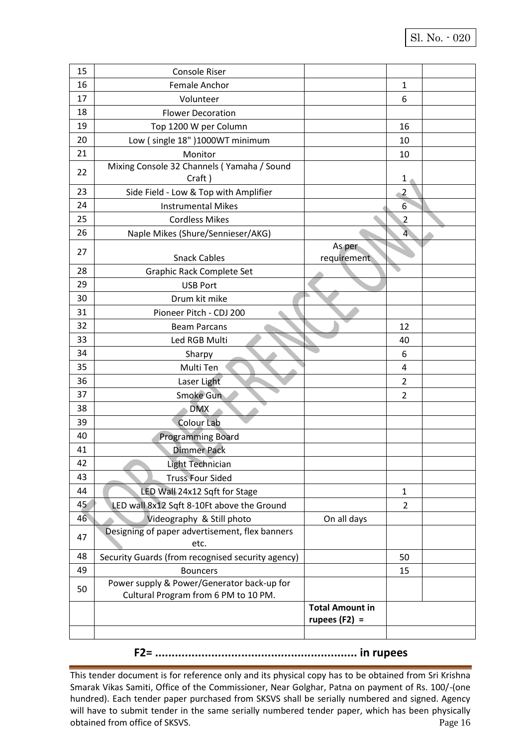Sl. No. - 020

| 15 | Console Riser | | | |
|---|---|---|---|---|
| 16 | Female Anchor | | 1 | |
| 17 | Volunteer | | 6 | |
| 18 | Flower Decoration | | | |
| 19 | Top 1200 W per Column | | 16 | |
| 20 | Low ( single 18" )1000WT minimum | | 10 | |
| 21 | Monitor | | 10 | |
| 22 | Mixing Console 32 Channels ( Yamaha / Sound Craft ) | | 1 | |
| 23 | Side Field - Low & Top with Amplifier | | 2 | |
| 24 | Instrumental Mikes | | 6 | |
| 25 | Cordless Mikes | | 2 | |
| 26 | Naple Mikes (Shure/Sennieser/AKG) | | 4 | |
| 27 | Snack Cables | As per requirement | | |
| 28 | Graphic Rack Complete Set | | | |
| 29 | USB Port | | | |
| 30 | Drum kit mike | | | |
| 31 | Pioneer Pitch - CDJ 200 | | | |
| 32 | Beam Parcans | | 12 | |
| 33 | Led RGB Multi | | 40 | |
| 34 | Sharpy | | 6 | |
| 35 | Multi Ten | | 4 | |
| 36 | Laser Light | | 2 | |
| 37 | Smoke Gun | | 2 | |
| 38 | DMX | | | |
| 39 | Colour Lab | | | |
| 40 | Programming Board | | | |
| 41 | Dimmer Pack | | | |
| 42 | Light Technician | | | |
| 43 | Truss Four Sided | | | |
| 44 | LED Wall 24x12 Sqft for Stage | | 1 | |
| 45 | LED wall 8x12 Sqft 8-10Ft above the Ground | | 2 | |
| 46 | Videography & Still photo | On all days | | |
| 47 | Designing of paper advertisement, flex banners etc. | | | |
| 48 | Security Guards (from recognised security agency) | | 50 | |
| 49 | Bouncers | | 15 | |
| 50 | Power supply & Power/Generator back-up for Cultural Program from 6 PM to 10 PM. | | | |
| | | **Total Amount in rupees (F2) =** | | |
| | | | | |

**F2= ............................................................ in rupees**

This tender document is for reference only and its physical copy has to be obtained from Sri Krishna Smarak Vikas Samiti, Office of the Commissioner, Near Golghar, Patna on payment of Rs. 100/-(one hundred). Each tender paper purchased from SKSVS shall be serially numbered and signed. Agency will have to submit tender in the same serially numbered tender paper, which has been physically obtained from office of SKSVS.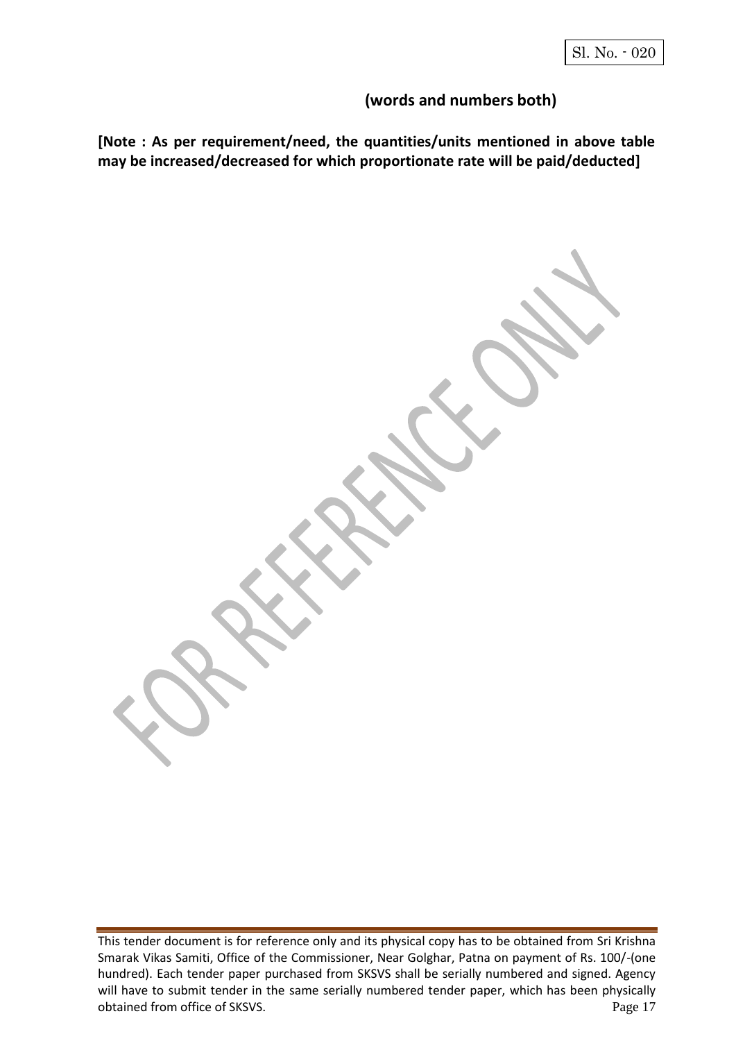**(words and numbers both)**

**[Note : As per requirement/need, the quantities/units mentioned in above table may be increased/decreased for which proportionate rate will be paid/deducted]**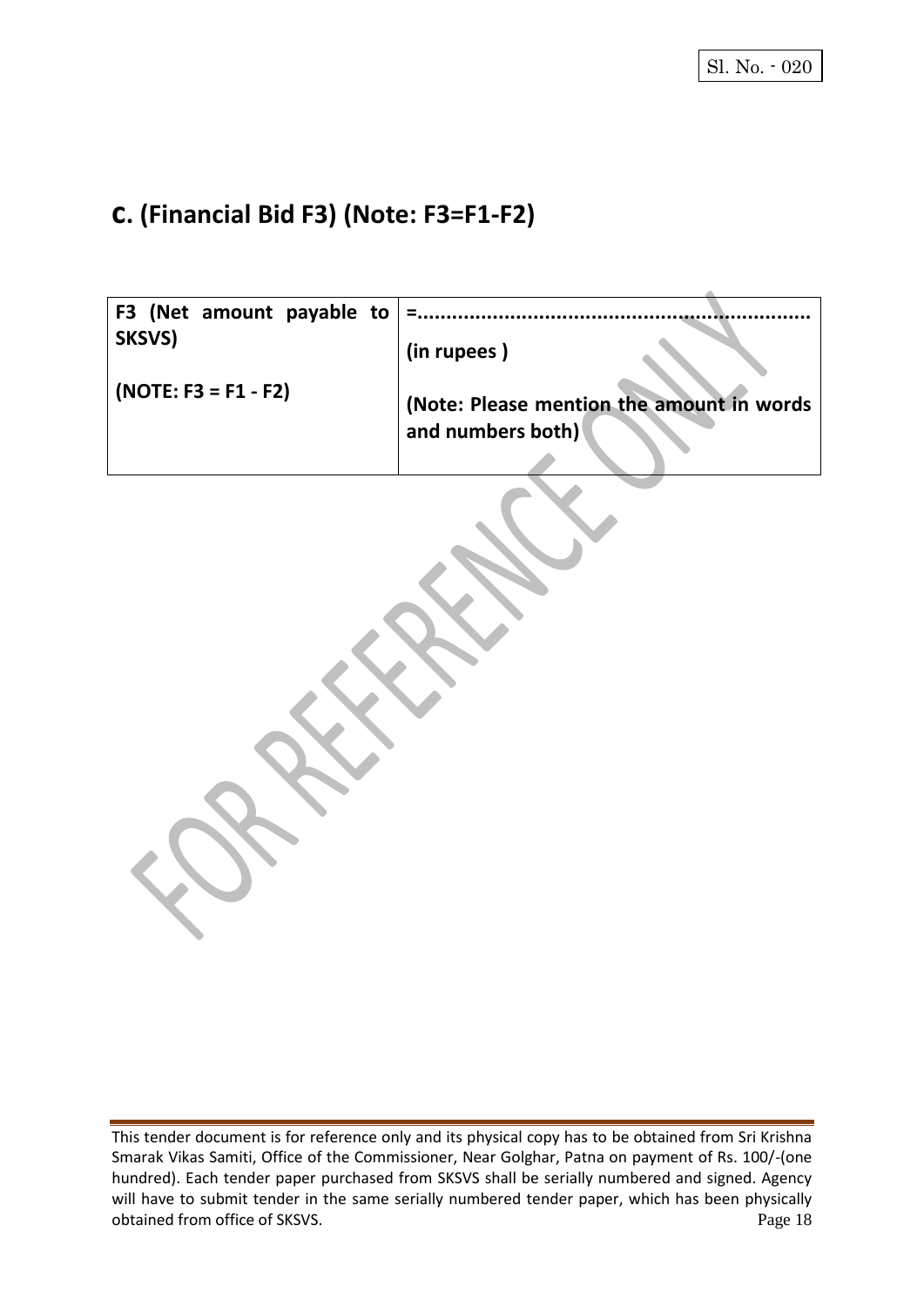## **c. (Financial Bid F3) (Note: F3=F1-F2)**

| | |
|---|---|
| **F3 (Net amount payable to SKSVS)**<br><br>**(NOTE: F3 = F1 - F2)** | **=...................................................................**<br>**(in rupees )**<br><br>**(Note: Please mention the amount in words and numbers both)** |

This tender document is for reference only and its physical copy has to be obtained from Sri Krishna Smarak Vikas Samiti, Office of the Commissioner, Near Golghar, Patna on payment of Rs. 100/-(one hundred). Each tender paper purchased from SKSVS shall be serially numbered and signed. Agency will have to submit tender in the same serially numbered tender paper, which has been physically obtained from office of SKSVS.